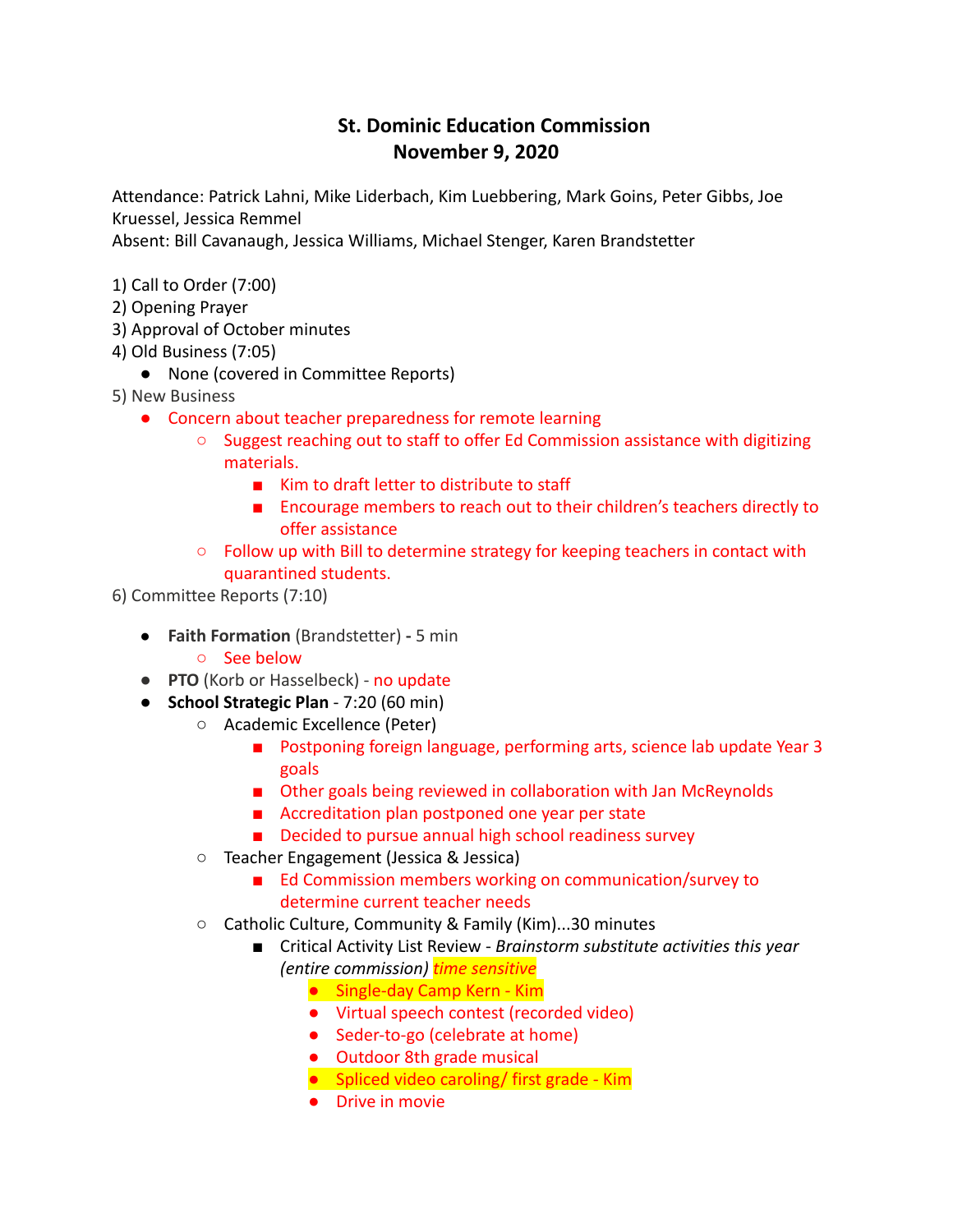# St. Dominic Education Commission
# November 9, 2020

Attendance: Patrick Lahni, Mike Liderbach, Kim Luebbering, Mark Goins, Peter Gibbs, Joe Kruessel, Jessica Remmel
Absent: Bill Cavanaugh, Jessica Williams, Michael Stenger, Karen Brandstetter

1) Call to Order (7:00)
2) Opening Prayer
3) Approval of October minutes
4) Old Business (7:05)
   - None (covered in Committee Reports)

5) New Business
   - Concern about teacher preparedness for remote learning
     - Suggest reaching out to staff to offer Ed Commission assistance with digitizing materials.
       - Kim to draft letter to distribute to staff
       - Encourage members to reach out to their children's teachers directly to offer assistance
     - Follow up with Bill to determine strategy for keeping teachers in contact with quarantined students.

6) Committee Reports (7:10)
   - **Faith Formation** (Brandstetter) **-** 5 min
     - See below
   - **PTO** (Korb or Hasselbeck) - no update
   - **School Strategic Plan** - 7:20 (60 min)
     - Academic Excellence (Peter)
       - Postponing foreign language, performing arts, science lab update Year 3 goals
       - Other goals being reviewed in collaboration with Jan McReynolds
       - Accreditation plan postponed one year per state
       - Decided to pursue annual high school readiness survey
     - Teacher Engagement (Jessica & Jessica)
       - Ed Commission members working on communication/survey to determine current teacher needs
     - Catholic Culture, Community & Family (Kim)...30 minutes
       - Critical Activity List Review - *Brainstorm substitute activities this year (entire commission)* *time sensitive*
         - Single-day Camp Kern - Kim
         - Virtual speech contest (recorded video)
         - Seder-to-go (celebrate at home)
         - Outdoor 8th grade musical
         - Spliced video caroling/ first grade - Kim
         - Drive in movie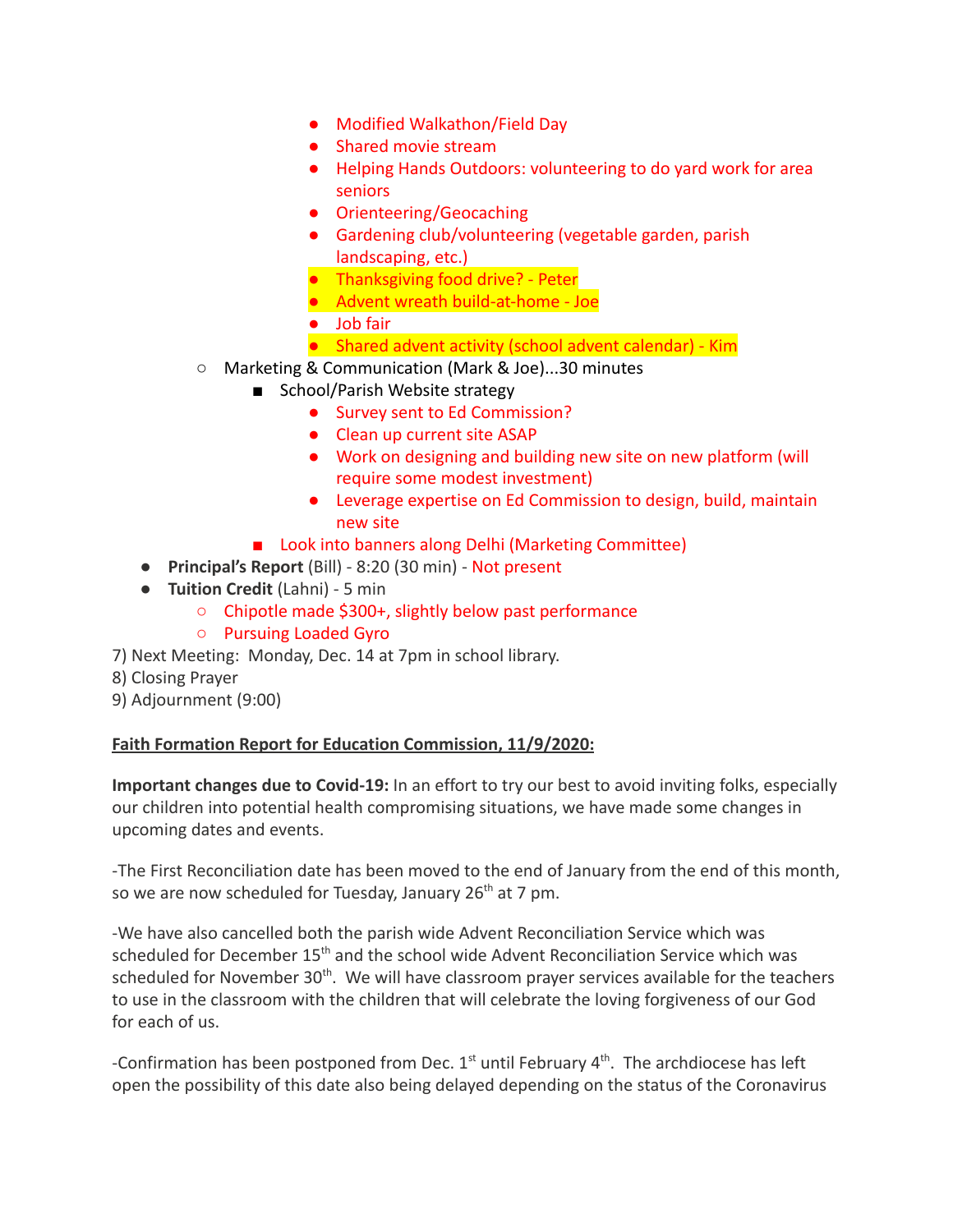- Modified Walkathon/Field Day
        - Shared movie stream
        - Helping Hands Outdoors: volunteering to do yard work for area seniors
        - Orienteering/Geocaching
        - Gardening club/volunteering (vegetable garden, parish landscaping, etc.)
        - Thanksgiving food drive? - Peter
        - Advent wreath build-at-home - Joe
        - Job fair
        - Shared advent activity (school advent calendar) - Kim
    - Marketing & Communication (Mark & Joe)...30 minutes
        - School/Parish Website strategy
            - Survey sent to Ed Commission?
            - Clean up current site ASAP
            - Work on designing and building new site on new platform (will require some modest investment)
            - Leverage expertise on Ed Commission to design, build, maintain new site
        - Look into banners along Delhi (Marketing Committee)
- **Principal's Report** (Bill) - 8:20 (30 min) - Not present
- **Tuition Credit** (Lahni) - 5 min
    - Chipotle made $300+, slightly below past performance
    - Pursuing Loaded Gyro

7) Next Meeting: Monday, Dec. 14 at 7pm in school library.

8) Closing Prayer

9) Adjournment (9:00)

**Faith Formation Report for Education Commission, 11/9/2020:**

**Important changes due to Covid-19:** In an effort to try our best to avoid inviting folks, especially our children into potential health compromising situations, we have made some changes in upcoming dates and events.

-The First Reconciliation date has been moved to the end of January from the end of this month, so we are now scheduled for Tuesday, January 26th at 7 pm.

-We have also cancelled both the parish wide Advent Reconciliation Service which was scheduled for December 15th and the school wide Advent Reconciliation Service which was scheduled for November 30th. We will have classroom prayer services available for the teachers to use in the classroom with the children that will celebrate the loving forgiveness of our God for each of us.

-Confirmation has been postponed from Dec. 1st until February 4th. The archdiocese has left open the possibility of this date also being delayed depending on the status of the Coronavirus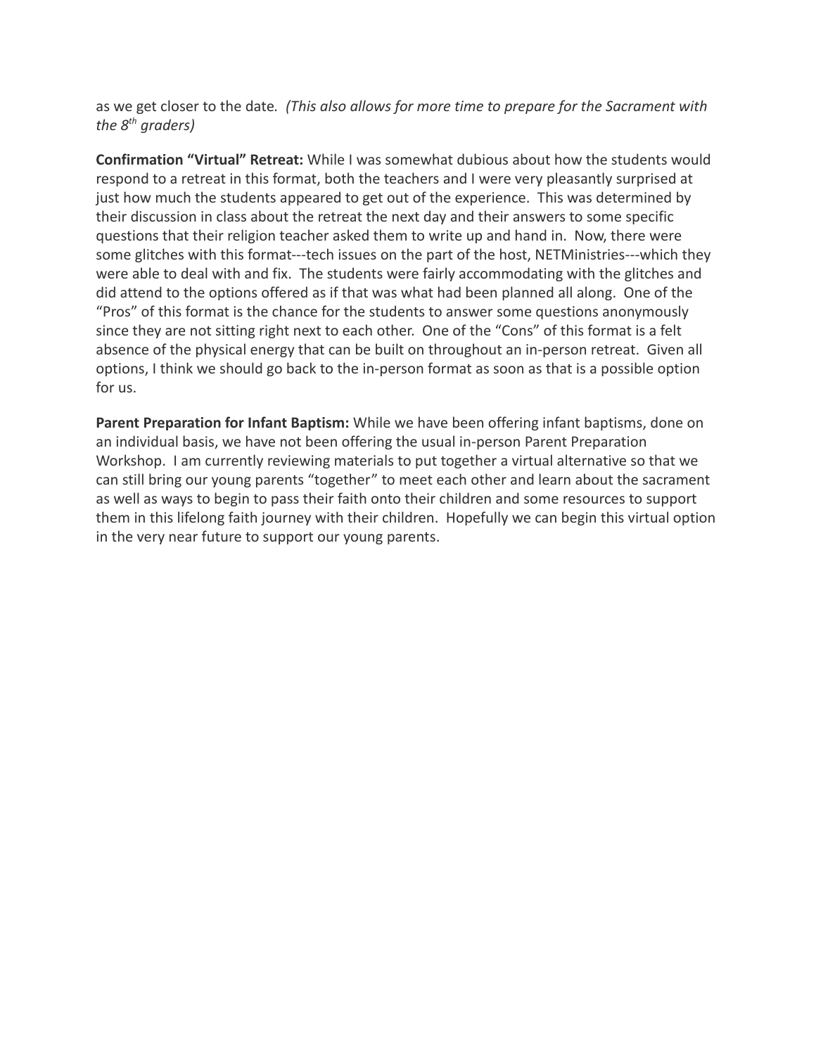as we get closer to the date. *(This also allows for more time to prepare for the Sacrament with the 8th graders)*

**Confirmation "Virtual" Retreat:** While I was somewhat dubious about how the students would respond to a retreat in this format, both the teachers and I were very pleasantly surprised at just how much the students appeared to get out of the experience. This was determined by their discussion in class about the retreat the next day and their answers to some specific questions that their religion teacher asked them to write up and hand in. Now, there were some glitches with this format---tech issues on the part of the host, NETMinistries---which they were able to deal with and fix. The students were fairly accommodating with the glitches and did attend to the options offered as if that was what had been planned all along. One of the "Pros" of this format is the chance for the students to answer some questions anonymously since they are not sitting right next to each other. One of the "Cons" of this format is a felt absence of the physical energy that can be built on throughout an in-person retreat. Given all options, I think we should go back to the in-person format as soon as that is a possible option for us.

**Parent Preparation for Infant Baptism:** While we have been offering infant baptisms, done on an individual basis, we have not been offering the usual in-person Parent Preparation Workshop. I am currently reviewing materials to put together a virtual alternative so that we can still bring our young parents "together" to meet each other and learn about the sacrament as well as ways to begin to pass their faith onto their children and some resources to support them in this lifelong faith journey with their children. Hopefully we can begin this virtual option in the very near future to support our young parents.